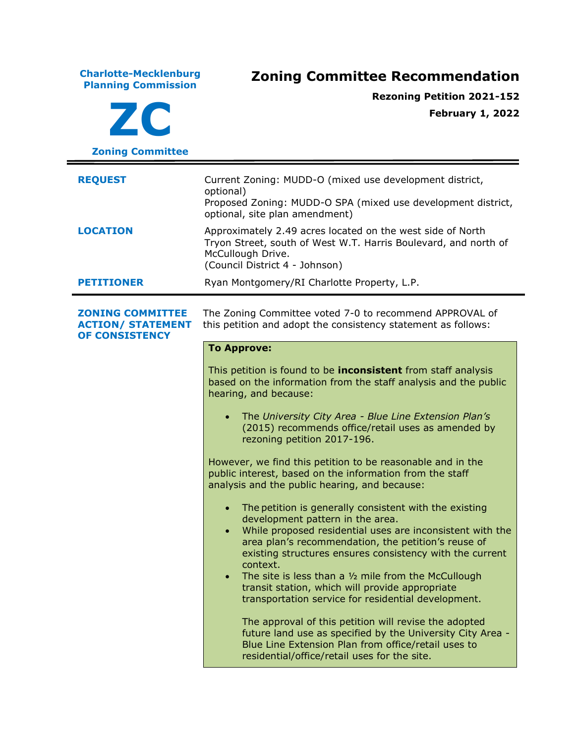**Charlotte-Mecklenburg Planning Commission**

**ZC**

**Zoning Committee**

# Zoning Committee Recommendation

**Rezoning Petition 2021-152**

**February 1, 2022**

| | |
|---|---|
| **REQUEST** | Current Zoning: MUDD-O (mixed use development district, optional)<br>Proposed Zoning: MUDD-O SPA (mixed use development district, optional, site plan amendment) |
| **LOCATION** | Approximately 2.49 acres located on the west side of North Tryon Street, south of West W.T. Harris Boulevard, and north of McCullough Drive.<br>(Council District 4 - Johnson) |
| **PETITIONER** | Ryan Montgomery/RI Charlotte Property, L.P. |

**ZONING COMMITTEE ACTION/ STATEMENT OF CONSISTENCY**

The Zoning Committee voted 7-0 to recommend APPROVAL of this petition and adopt the consistency statement as follows:

**To Approve:**

This petition is found to be **inconsistent** from staff analysis based on the information from the staff analysis and the public hearing, and because:

- The *University City Area - Blue Line Extension Plan's* (2015) recommends office/retail uses as amended by rezoning petition 2017-196.

However, we find this petition to be reasonable and in the public interest, based on the information from the staff analysis and the public hearing, and because:

- The petition is generally consistent with the existing development pattern in the area.
- While proposed residential uses are inconsistent with the area plan's recommendation, the petition's reuse of existing structures ensures consistency with the current context.
- The site is less than a ½ mile from the McCullough transit station, which will provide appropriate transportation service for residential development.

  The approval of this petition will revise the adopted future land use as specified by the University City Area - Blue Line Extension Plan from office/retail uses to residential/office/retail uses for the site.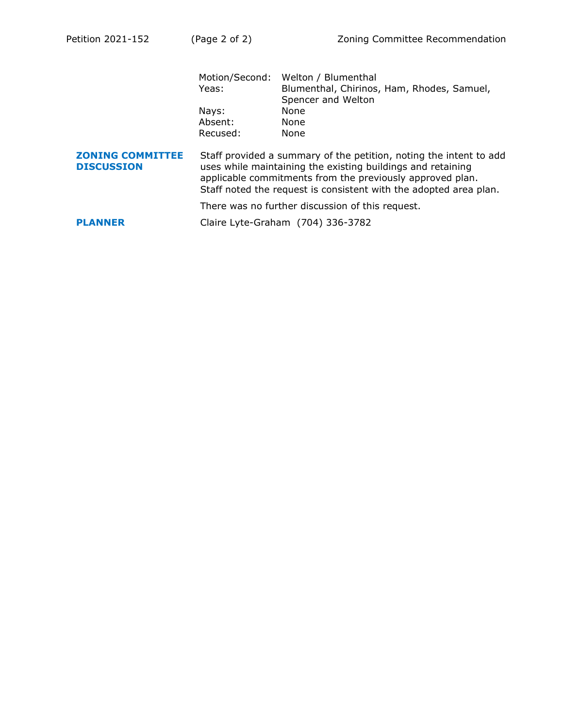| | |
|---|---|
| Motion/Second: | Welton / Blumenthal |
| Yeas: | Blumenthal, Chirinos, Ham, Rhodes, Samuel, Spencer and Welton |
| Nays: | None |
| Absent: | None |
| Recused: | None |

**ZONING COMMITTEE DISCUSSION**

Staff provided a summary of the petition, noting the intent to add uses while maintaining the existing buildings and retaining applicable commitments from the previously approved plan. Staff noted the request is consistent with the adopted area plan.

There was no further discussion of this request.

**PLANNER**

Claire Lyte-Graham (704) 336-3782